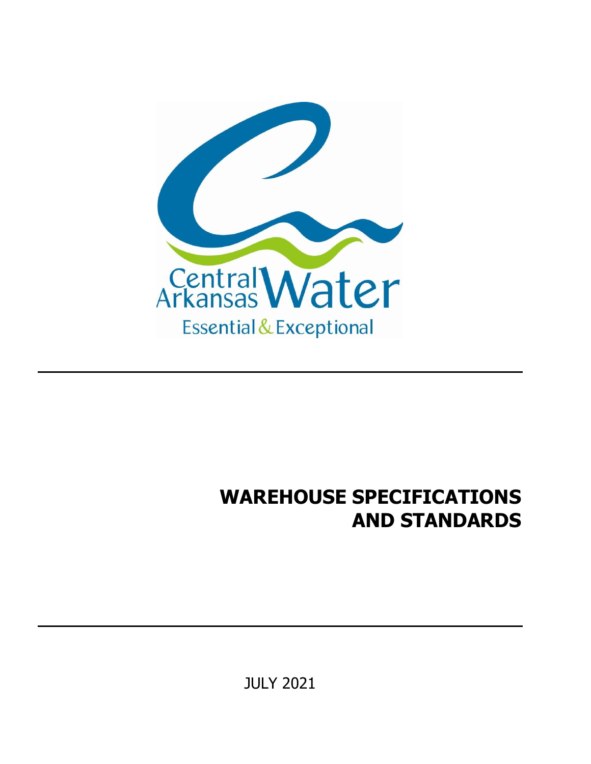Central Arkansas Water

Essential & Exceptional

# WAREHOUSE SPECIFICATIONS AND STANDARDS

JULY 2021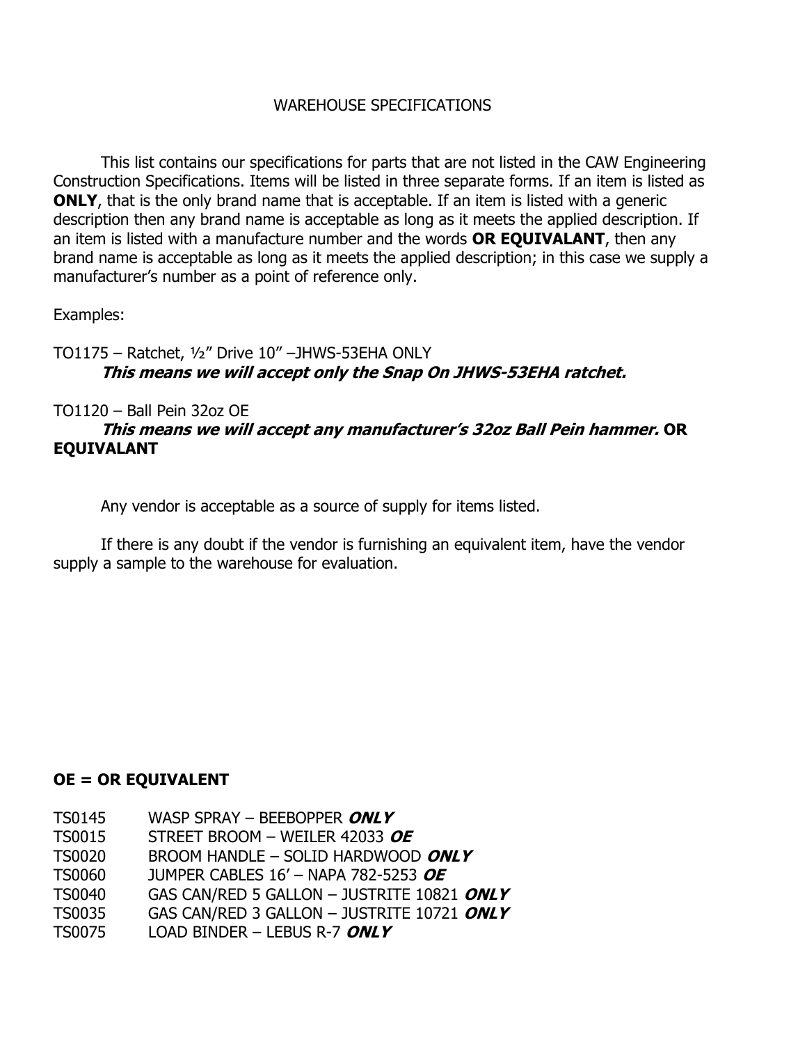WAREHOUSE SPECIFICATIONS

This list contains our specifications for parts that are not listed in the CAW Engineering Construction Specifications. Items will be listed in three separate forms. If an item is listed as **ONLY**, that is the only brand name that is acceptable. If an item is listed with a generic description then any brand name is acceptable as long as it meets the applied description. If an item is listed with a manufacture number and the words **OR EQUIVALANT**, then any brand name is acceptable as long as it meets the applied description; in this case we supply a manufacturer's number as a point of reference only.

Examples:

TO1175 – Ratchet, ½" Drive 10" –JHWS-53EHA ONLY
***This means we will accept only the Snap On JHWS-53EHA ratchet.***

TO1120 – Ball Pein 32oz OE
***This means we will accept any manufacturer's 32oz Ball Pein hammer.*** **OR EQUIVALANT**

Any vendor is acceptable as a source of supply for items listed.

If there is any doubt if the vendor is furnishing an equivalent item, have the vendor supply a sample to the warehouse for evaluation.

**OE = OR EQUIVALENT**

TS0145 WASP SPRAY – BEEBOPPER ***ONLY***
TS0015 STREET BROOM – WEILER 42033 ***OE***
TS0020 BROOM HANDLE – SOLID HARDWOOD ***ONLY***
TS0060 JUMPER CABLES 16' – NAPA 782-5253 ***OE***
TS0040 GAS CAN/RED 5 GALLON – JUSTRITE 10821 ***ONLY***
TS0035 GAS CAN/RED 3 GALLON – JUSTRITE 10721 ***ONLY***
TS0075 LOAD BINDER – LEBUS R-7 ***ONLY***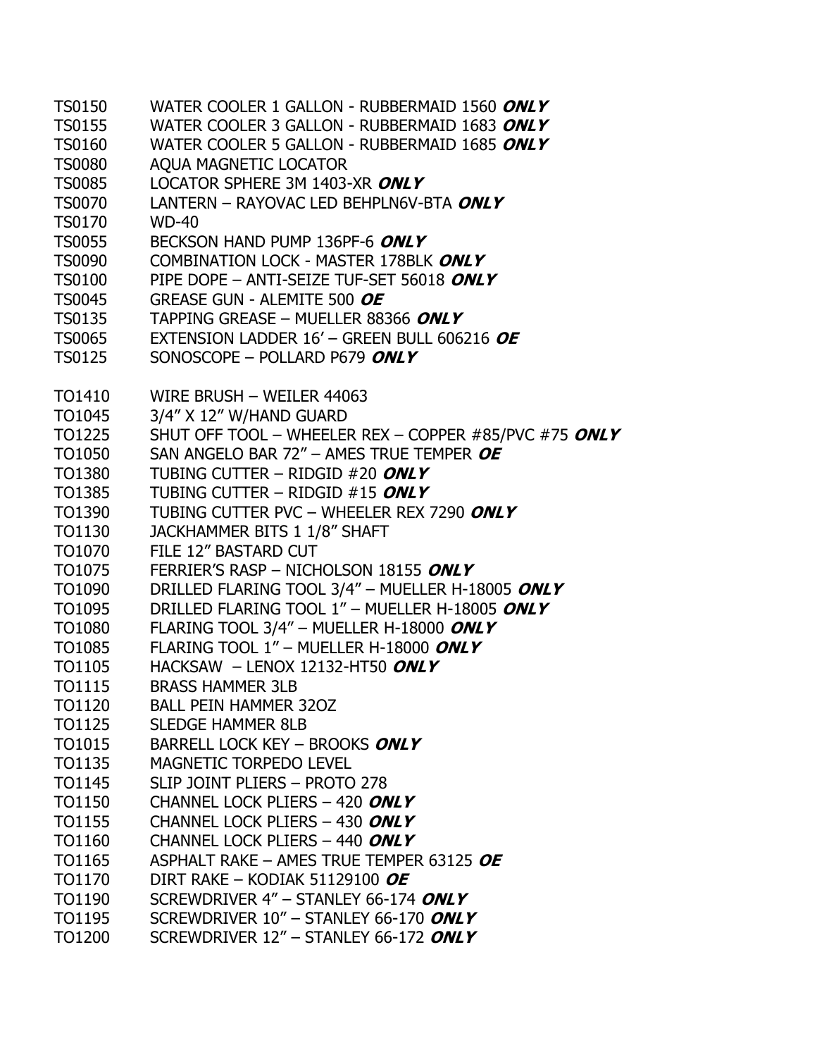TS0150 WATER COOLER 1 GALLON - RUBBERMAID 1560 ***ONLY***
TS0155 WATER COOLER 3 GALLON - RUBBERMAID 1683 ***ONLY***
TS0160 WATER COOLER 5 GALLON - RUBBERMAID 1685 ***ONLY***
TS0080 AQUA MAGNETIC LOCATOR
TS0085 LOCATOR SPHERE 3M 1403-XR ***ONLY***
TS0070 LANTERN – RAYOVAC LED BEHPLN6V-BTA ***ONLY***
TS0170 WD-40
TS0055 BECKSON HAND PUMP 136PF-6 ***ONLY***
TS0090 COMBINATION LOCK - MASTER 178BLK ***ONLY***
TS0100 PIPE DOPE – ANTI-SEIZE TUF-SET 56018 ***ONLY***
TS0045 GREASE GUN - ALEMITE 500 ***OE***
TS0135 TAPPING GREASE – MUELLER 88366 ***ONLY***
TS0065 EXTENSION LADDER 16' – GREEN BULL 606216 ***OE***
TS0125 SONOSCOPE – POLLARD P679 ***ONLY***

TO1410 WIRE BRUSH – WEILER 44063
TO1045 3/4" X 12" W/HAND GUARD
TO1225 SHUT OFF TOOL – WHEELER REX – COPPER #85/PVC #75 ***ONLY***
TO1050 SAN ANGELO BAR 72" – AMES TRUE TEMPER ***OE***
TO1380 TUBING CUTTER – RIDGID #20 ***ONLY***
TO1385 TUBING CUTTER – RIDGID #15 ***ONLY***
TO1390 TUBING CUTTER PVC – WHEELER REX 7290 ***ONLY***
TO1130 JACKHAMMER BITS 1 1/8" SHAFT
TO1070 FILE 12" BASTARD CUT
TO1075 FERRIER'S RASP – NICHOLSON 18155 ***ONLY***
TO1090 DRILLED FLARING TOOL 3/4" – MUELLER H-18005 ***ONLY***
TO1095 DRILLED FLARING TOOL 1" – MUELLER H-18005 ***ONLY***
TO1080 FLARING TOOL 3/4" – MUELLER H-18000 ***ONLY***
TO1085 FLARING TOOL 1" – MUELLER H-18000 ***ONLY***
TO1105 HACKSAW – LENOX 12132-HT50 ***ONLY***
TO1115 BRASS HAMMER 3LB
TO1120 BALL PEIN HAMMER 32OZ
TO1125 SLEDGE HAMMER 8LB
TO1015 BARRELL LOCK KEY – BROOKS ***ONLY***
TO1135 MAGNETIC TORPEDO LEVEL
TO1145 SLIP JOINT PLIERS – PROTO 278
TO1150 CHANNEL LOCK PLIERS – 420 ***ONLY***
TO1155 CHANNEL LOCK PLIERS – 430 ***ONLY***
TO1160 CHANNEL LOCK PLIERS – 440 ***ONLY***
TO1165 ASPHALT RAKE – AMES TRUE TEMPER 63125 ***OE***
TO1170 DIRT RAKE – KODIAK 51129100 ***OE***
TO1190 SCREWDRIVER 4" – STANLEY 66-174 ***ONLY***
TO1195 SCREWDRIVER 10" – STANLEY 66-170 ***ONLY***
TO1200 SCREWDRIVER 12" – STANLEY 66-172 ***ONLY***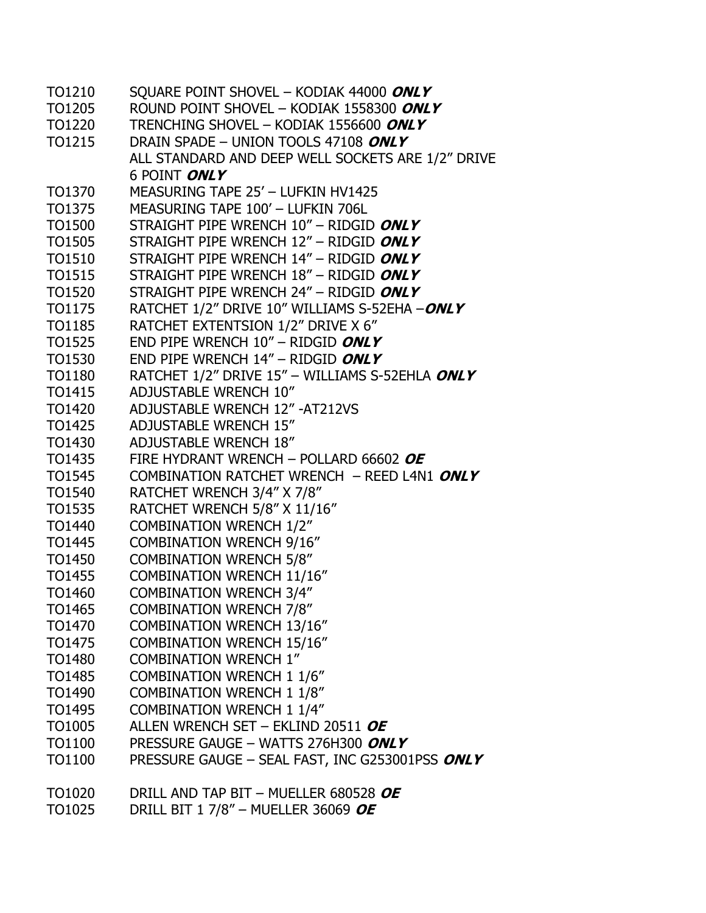TO1210 SQUARE POINT SHOVEL – KODIAK 44000 ***ONLY***
TO1205 ROUND POINT SHOVEL – KODIAK 1558300 ***ONLY***
TO1220 TRENCHING SHOVEL – KODIAK 1556600 ***ONLY***
TO1215 DRAIN SPADE – UNION TOOLS 47108 ***ONLY***
ALL STANDARD AND DEEP WELL SOCKETS ARE 1/2" DRIVE 6 POINT ***ONLY***
TO1370 MEASURING TAPE 25' – LUFKIN HV1425
TO1375 MEASURING TAPE 100' – LUFKIN 706L
TO1500 STRAIGHT PIPE WRENCH 10" – RIDGID ***ONLY***
TO1505 STRAIGHT PIPE WRENCH 12" – RIDGID ***ONLY***
TO1510 STRAIGHT PIPE WRENCH 14" – RIDGID ***ONLY***
TO1515 STRAIGHT PIPE WRENCH 18" – RIDGID ***ONLY***
TO1520 STRAIGHT PIPE WRENCH 24" – RIDGID ***ONLY***
TO1175 RATCHET 1/2" DRIVE 10" WILLIAMS S-52EHA –***ONLY***
TO1185 RATCHET EXTENTSION 1/2" DRIVE X 6"
TO1525 END PIPE WRENCH 10" – RIDGID ***ONLY***
TO1530 END PIPE WRENCH 14" – RIDGID ***ONLY***
TO1180 RATCHET 1/2" DRIVE 15" – WILLIAMS S-52EHLA ***ONLY***
TO1415 ADJUSTABLE WRENCH 10"
TO1420 ADJUSTABLE WRENCH 12" -AT212VS
TO1425 ADJUSTABLE WRENCH 15"
TO1430 ADJUSTABLE WRENCH 18"
TO1435 FIRE HYDRANT WRENCH – POLLARD 66602 ***OE***
TO1545 COMBINATION RATCHET WRENCH – REED L4N1 ***ONLY***
TO1540 RATCHET WRENCH 3/4" X 7/8"
TO1535 RATCHET WRENCH 5/8" X 11/16"
TO1440 COMBINATION WRENCH 1/2"
TO1445 COMBINATION WRENCH 9/16"
TO1450 COMBINATION WRENCH 5/8"
TO1455 COMBINATION WRENCH 11/16"
TO1460 COMBINATION WRENCH 3/4"
TO1465 COMBINATION WRENCH 7/8"
TO1470 COMBINATION WRENCH 13/16"
TO1475 COMBINATION WRENCH 15/16"
TO1480 COMBINATION WRENCH 1"
TO1485 COMBINATION WRENCH 1 1/6"
TO1490 COMBINATION WRENCH 1 1/8"
TO1495 COMBINATION WRENCH 1 1/4"
TO1005 ALLEN WRENCH SET – EKLIND 20511 ***OE***
TO1100 PRESSURE GAUGE – WATTS 276H300 ***ONLY***
TO1100 PRESSURE GAUGE – SEAL FAST, INC G253001PSS ***ONLY***

TO1020 DRILL AND TAP BIT – MUELLER 680528 ***OE***
TO1025 DRILL BIT 1 7/8" – MUELLER 36069 ***OE***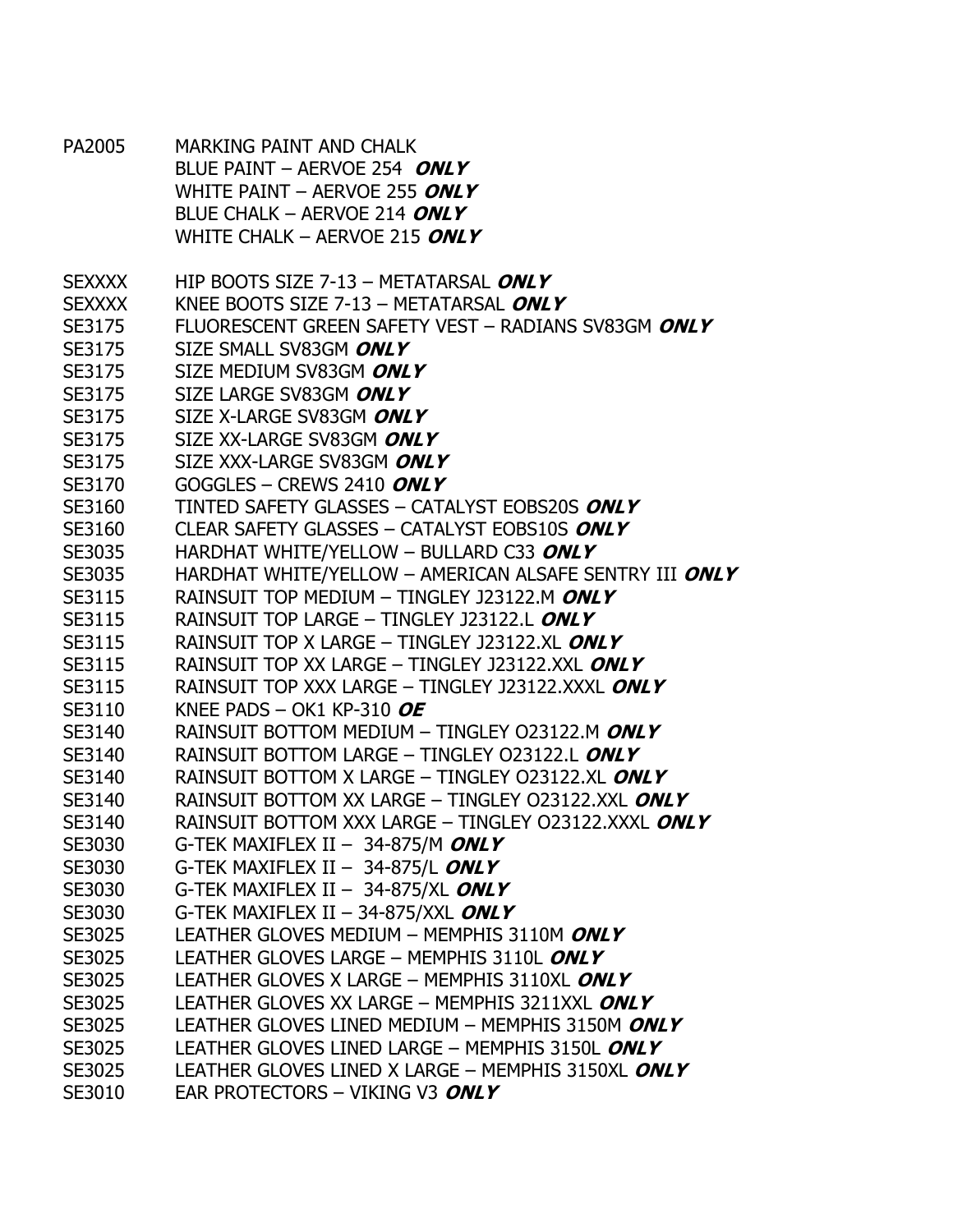PA2005 MARKING PAINT AND CHALK
BLUE PAINT – AERVOE 254 ***ONLY***
WHITE PAINT – AERVOE 255 ***ONLY***
BLUE CHALK – AERVOE 214 ***ONLY***
WHITE CHALK – AERVOE 215 ***ONLY***

| | |
|---|---|
| SEXXXX | HIP BOOTS SIZE 7-13 – METATARSAL ***ONLY*** |
| SEXXXX | KNEE BOOTS SIZE 7-13 – METATARSAL ***ONLY*** |
| SE3175 | FLUORESCENT GREEN SAFETY VEST – RADIANS SV83GM ***ONLY*** |
| SE3175 | SIZE SMALL SV83GM ***ONLY*** |
| SE3175 | SIZE MEDIUM SV83GM ***ONLY*** |
| SE3175 | SIZE LARGE SV83GM ***ONLY*** |
| SE3175 | SIZE X-LARGE SV83GM ***ONLY*** |
| SE3175 | SIZE XX-LARGE SV83GM ***ONLY*** |
| SE3175 | SIZE XXX-LARGE SV83GM ***ONLY*** |
| SE3170 | GOGGLES – CREWS 2410 ***ONLY*** |
| SE3160 | TINTED SAFETY GLASSES – CATALYST EOBS20S ***ONLY*** |
| SE3160 | CLEAR SAFETY GLASSES – CATALYST EOBS10S ***ONLY*** |
| SE3035 | HARDHAT WHITE/YELLOW – BULLARD C33 ***ONLY*** |
| SE3035 | HARDHAT WHITE/YELLOW – AMERICAN ALSAFE SENTRY III ***ONLY*** |
| SE3115 | RAINSUIT TOP MEDIUM – TINGLEY J23122.M ***ONLY*** |
| SE3115 | RAINSUIT TOP LARGE – TINGLEY J23122.L ***ONLY*** |
| SE3115 | RAINSUIT TOP X LARGE – TINGLEY J23122.XL ***ONLY*** |
| SE3115 | RAINSUIT TOP XX LARGE – TINGLEY J23122.XXL ***ONLY*** |
| SE3115 | RAINSUIT TOP XXX LARGE – TINGLEY J23122.XXXL ***ONLY*** |
| SE3110 | KNEE PADS – OK1 KP-310 ***OE*** |
| SE3140 | RAINSUIT BOTTOM MEDIUM – TINGLEY O23122.M ***ONLY*** |
| SE3140 | RAINSUIT BOTTOM LARGE – TINGLEY O23122.L ***ONLY*** |
| SE3140 | RAINSUIT BOTTOM X LARGE – TINGLEY O23122.XL ***ONLY*** |
| SE3140 | RAINSUIT BOTTOM XX LARGE – TINGLEY O23122.XXL ***ONLY*** |
| SE3140 | RAINSUIT BOTTOM XXX LARGE – TINGLEY O23122.XXXL ***ONLY*** |
| SE3030 | G-TEK MAXIFLEX II – 34-875/M ***ONLY*** |
| SE3030 | G-TEK MAXIFLEX II – 34-875/L ***ONLY*** |
| SE3030 | G-TEK MAXIFLEX II – 34-875/XL ***ONLY*** |
| SE3030 | G-TEK MAXIFLEX II – 34-875/XXL ***ONLY*** |
| SE3025 | LEATHER GLOVES MEDIUM – MEMPHIS 3110M ***ONLY*** |
| SE3025 | LEATHER GLOVES LARGE – MEMPHIS 3110L ***ONLY*** |
| SE3025 | LEATHER GLOVES X LARGE – MEMPHIS 3110XL ***ONLY*** |
| SE3025 | LEATHER GLOVES XX LARGE – MEMPHIS 3211XXL ***ONLY*** |
| SE3025 | LEATHER GLOVES LINED MEDIUM – MEMPHIS 3150M ***ONLY*** |
| SE3025 | LEATHER GLOVES LINED LARGE – MEMPHIS 3150L ***ONLY*** |
| SE3025 | LEATHER GLOVES LINED X LARGE – MEMPHIS 3150XL ***ONLY*** |
| SE3010 | EAR PROTECTORS – VIKING V3 ***ONLY*** |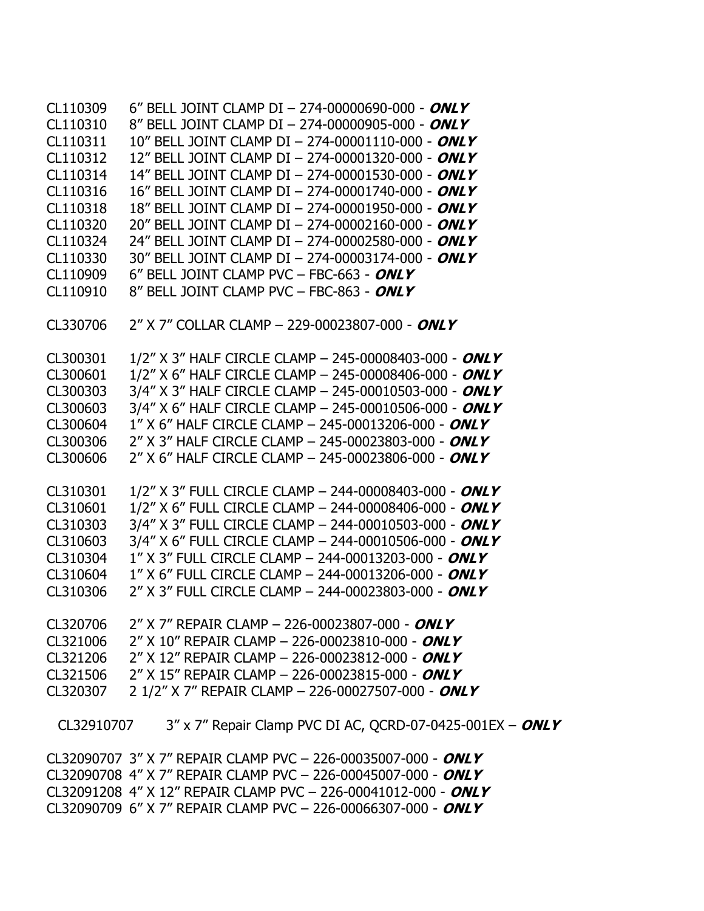CL110309 6" BELL JOINT CLAMP DI – 274-00000690-000 - ***ONLY***
CL110310 8" BELL JOINT CLAMP DI – 274-00000905-000 - ***ONLY***
CL110311 10" BELL JOINT CLAMP DI – 274-00001110-000 - ***ONLY***
CL110312 12" BELL JOINT CLAMP DI – 274-00001320-000 - ***ONLY***
CL110314 14" BELL JOINT CLAMP DI – 274-00001530-000 - ***ONLY***
CL110316 16" BELL JOINT CLAMP DI – 274-00001740-000 - ***ONLY***
CL110318 18" BELL JOINT CLAMP DI – 274-00001950-000 - ***ONLY***
CL110320 20" BELL JOINT CLAMP DI – 274-00002160-000 - ***ONLY***
CL110324 24" BELL JOINT CLAMP DI – 274-00002580-000 - ***ONLY***
CL110330 30" BELL JOINT CLAMP DI – 274-00003174-000 - ***ONLY***
CL110909 6" BELL JOINT CLAMP PVC – FBC-663 - ***ONLY***
CL110910 8" BELL JOINT CLAMP PVC – FBC-863 - ***ONLY***

CL330706 2" X 7" COLLAR CLAMP – 229-00023807-000 - ***ONLY***

CL300301 1/2" X 3" HALF CIRCLE CLAMP – 245-00008403-000 - ***ONLY***
CL300601 1/2" X 6" HALF CIRCLE CLAMP – 245-00008406-000 - ***ONLY***
CL300303 3/4" X 3" HALF CIRCLE CLAMP – 245-00010503-000 - ***ONLY***
CL300603 3/4" X 6" HALF CIRCLE CLAMP – 245-00010506-000 - ***ONLY***
CL300604 1" X 6" HALF CIRCLE CLAMP – 245-00013206-000 - ***ONLY***
CL300306 2" X 3" HALF CIRCLE CLAMP – 245-00023803-000 - ***ONLY***
CL300606 2" X 6" HALF CIRCLE CLAMP – 245-00023806-000 - ***ONLY***

CL310301 1/2" X 3" FULL CIRCLE CLAMP – 244-00008403-000 - ***ONLY***
CL310601 1/2" X 6" FULL CIRCLE CLAMP – 244-00008406-000 - ***ONLY***
CL310303 3/4" X 3" FULL CIRCLE CLAMP – 244-00010503-000 - ***ONLY***
CL310603 3/4" X 6" FULL CIRCLE CLAMP – 244-00010506-000 - ***ONLY***
CL310304 1" X 3" FULL CIRCLE CLAMP – 244-00013203-000 - ***ONLY***
CL310604 1" X 6" FULL CIRCLE CLAMP – 244-00013206-000 - ***ONLY***
CL310306 2" X 3" FULL CIRCLE CLAMP – 244-00023803-000 - ***ONLY***

CL320706 2" X 7" REPAIR CLAMP – 226-00023807-000 - ***ONLY***
CL321006 2" X 10" REPAIR CLAMP – 226-00023810-000 - ***ONLY***
CL321206 2" X 12" REPAIR CLAMP – 226-00023812-000 - ***ONLY***
CL321506 2" X 15" REPAIR CLAMP – 226-00023815-000 - ***ONLY***
CL320307 2 1/2" X 7" REPAIR CLAMP – 226-00027507-000 - ***ONLY***

CL32910707 3" x 7" Repair Clamp PVC DI AC, QCRD-07-0425-001EX – ***ONLY***

CL32090707 3" X 7" REPAIR CLAMP PVC – 226-00035007-000 - ***ONLY***
CL32090708 4" X 7" REPAIR CLAMP PVC – 226-00045007-000 - ***ONLY***
CL32091208 4" X 12" REPAIR CLAMP PVC – 226-00041012-000 - ***ONLY***
CL32090709 6" X 7" REPAIR CLAMP PVC – 226-00066307-000 - ***ONLY***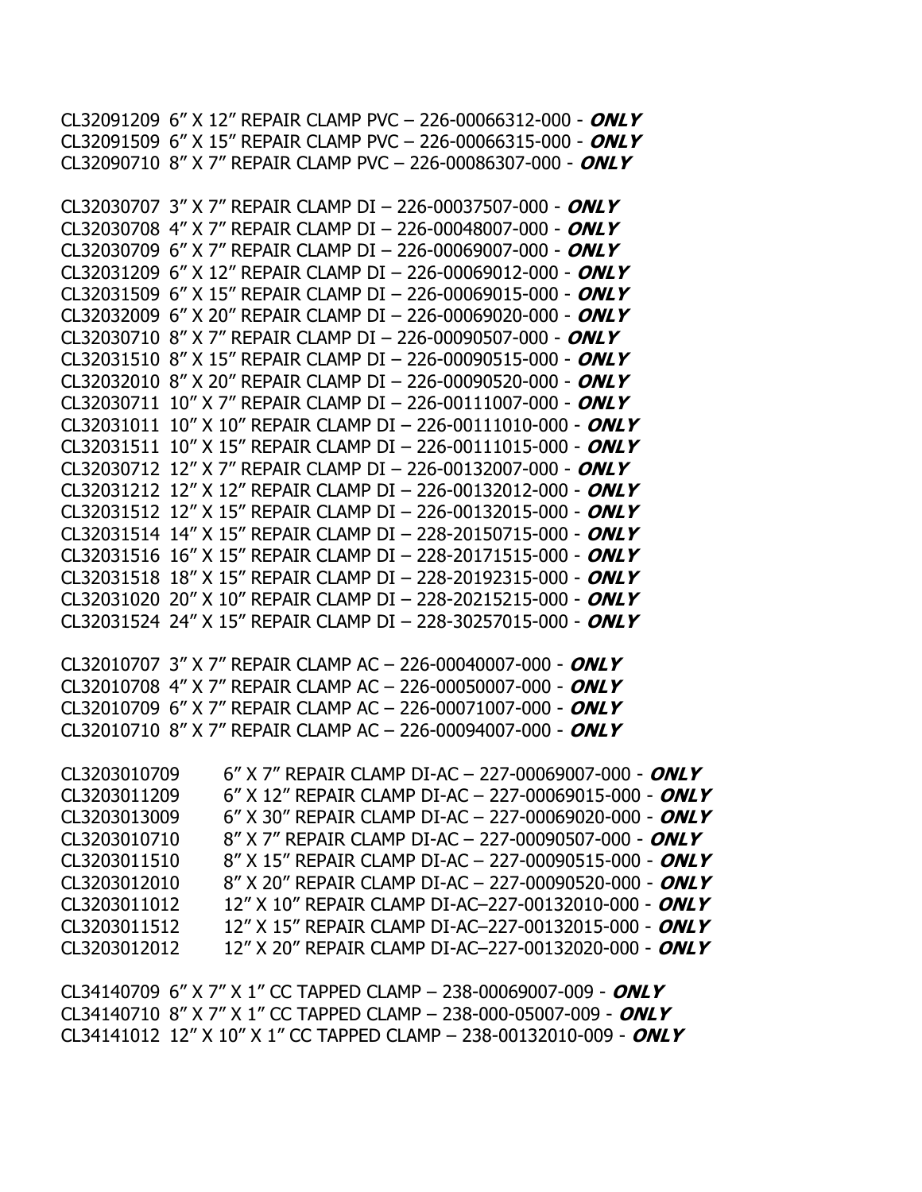CL32091209 6" X 12" REPAIR CLAMP PVC – 226-00066312-000 - ***ONLY***
CL32091509 6" X 15" REPAIR CLAMP PVC – 226-00066315-000 - ***ONLY***
CL32090710 8" X 7" REPAIR CLAMP PVC – 226-00086307-000 - ***ONLY***

CL32030707 3" X 7" REPAIR CLAMP DI – 226-00037507-000 - ***ONLY***
CL32030708 4" X 7" REPAIR CLAMP DI – 226-00048007-000 - ***ONLY***
CL32030709 6" X 7" REPAIR CLAMP DI – 226-00069007-000 - ***ONLY***
CL32031209 6" X 12" REPAIR CLAMP DI – 226-00069012-000 - ***ONLY***
CL32031509 6" X 15" REPAIR CLAMP DI – 226-00069015-000 - ***ONLY***
CL32032009 6" X 20" REPAIR CLAMP DI – 226-00069020-000 - ***ONLY***
CL32030710 8" X 7" REPAIR CLAMP DI – 226-00090507-000 - ***ONLY***
CL32031510 8" X 15" REPAIR CLAMP DI – 226-00090515-000 - ***ONLY***
CL32032010 8" X 20" REPAIR CLAMP DI – 226-00090520-000 - ***ONLY***
CL32030711 10" X 7" REPAIR CLAMP DI – 226-00111007-000 - ***ONLY***
CL32031011 10" X 10" REPAIR CLAMP DI – 226-00111010-000 - ***ONLY***
CL32031511 10" X 15" REPAIR CLAMP DI – 226-00111015-000 - ***ONLY***
CL32030712 12" X 7" REPAIR CLAMP DI – 226-00132007-000 - ***ONLY***
CL32031212 12" X 12" REPAIR CLAMP DI – 226-00132012-000 - ***ONLY***
CL32031512 12" X 15" REPAIR CLAMP DI – 226-00132015-000 - ***ONLY***
CL32031514 14" X 15" REPAIR CLAMP DI – 228-20150715-000 - ***ONLY***
CL32031516 16" X 15" REPAIR CLAMP DI – 228-20171515-000 - ***ONLY***
CL32031518 18" X 15" REPAIR CLAMP DI – 228-20192315-000 - ***ONLY***
CL32031020 20" X 10" REPAIR CLAMP DI – 228-20215215-000 - ***ONLY***
CL32031524 24" X 15" REPAIR CLAMP DI – 228-30257015-000 - ***ONLY***

CL32010707 3" X 7" REPAIR CLAMP AC – 226-00040007-000 - ***ONLY***
CL32010708 4" X 7" REPAIR CLAMP AC – 226-00050007-000 - ***ONLY***
CL32010709 6" X 7" REPAIR CLAMP AC – 226-00071007-000 - ***ONLY***
CL32010710 8" X 7" REPAIR CLAMP AC – 226-00094007-000 - ***ONLY***

CL3203010709 6" X 7" REPAIR CLAMP DI-AC – 227-00069007-000 - ***ONLY***
CL3203011209 6" X 12" REPAIR CLAMP DI-AC – 227-00069015-000 - ***ONLY***
CL3203013009 6" X 30" REPAIR CLAMP DI-AC – 227-00069020-000 - ***ONLY***
CL3203010710 8" X 7" REPAIR CLAMP DI-AC – 227-00090507-000 - ***ONLY***
CL3203011510 8" X 15" REPAIR CLAMP DI-AC – 227-00090515-000 - ***ONLY***
CL3203012010 8" X 20" REPAIR CLAMP DI-AC – 227-00090520-000 - ***ONLY***
CL3203011012 12" X 10" REPAIR CLAMP DI-AC–227-00132010-000 - ***ONLY***
CL3203011512 12" X 15" REPAIR CLAMP DI-AC–227-00132015-000 - ***ONLY***
CL3203012012 12" X 20" REPAIR CLAMP DI-AC–227-00132020-000 - ***ONLY***

CL34140709 6" X 7" X 1" CC TAPPED CLAMP – 238-00069007-009 - ***ONLY***
CL34140710 8" X 7" X 1" CC TAPPED CLAMP – 238-000-05007-009 - ***ONLY***
CL34141012 12" X 10" X 1" CC TAPPED CLAMP – 238-00132010-009 - ***ONLY***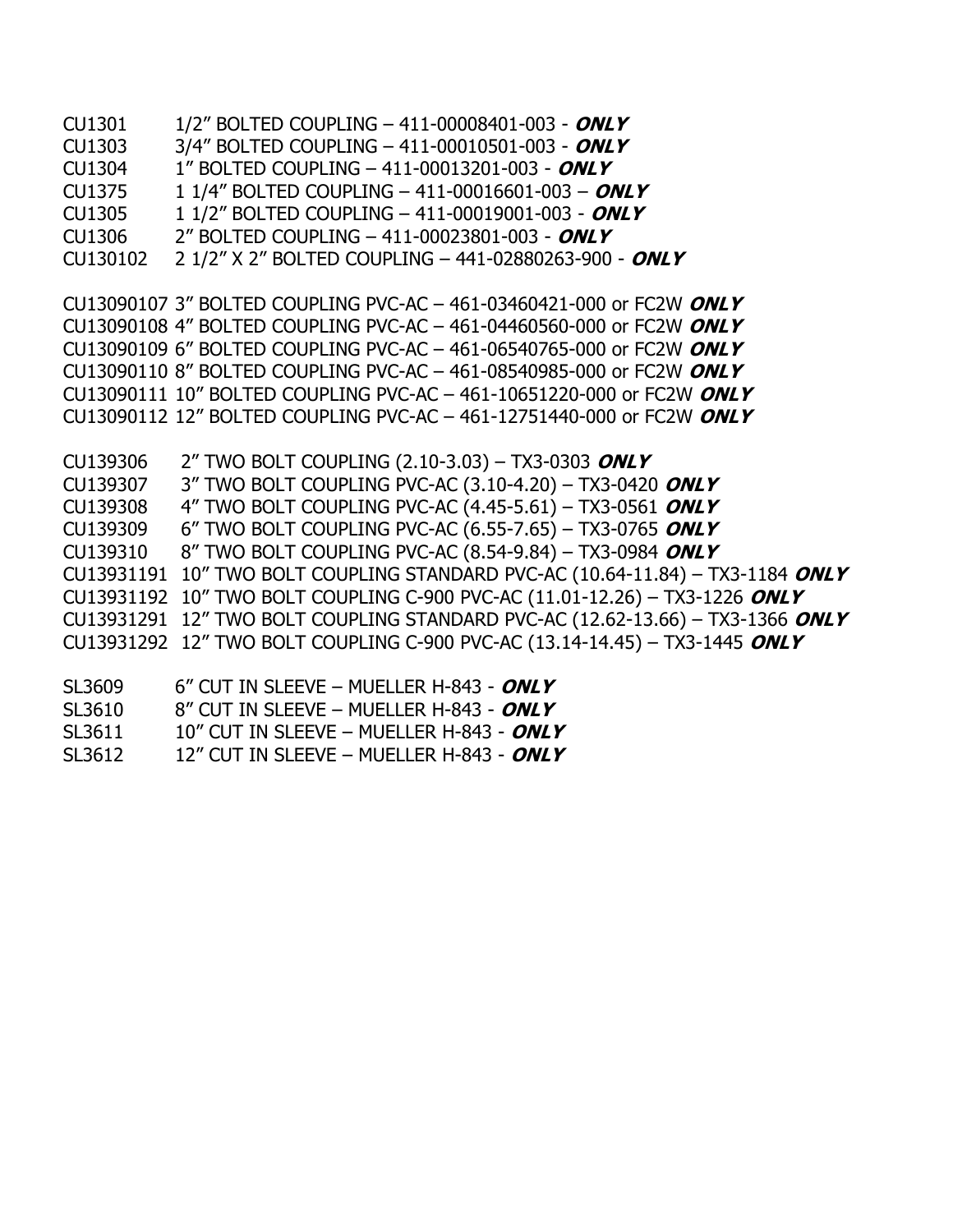CU1301 1/2" BOLTED COUPLING – 411-00008401-003 - ***ONLY***
CU1303 3/4" BOLTED COUPLING – 411-00010501-003 - ***ONLY***
CU1304 1" BOLTED COUPLING – 411-00013201-003 - ***ONLY***
CU1375 1 1/4" BOLTED COUPLING – 411-00016601-003 – ***ONLY***
CU1305 1 1/2" BOLTED COUPLING – 411-00019001-003 - ***ONLY***
CU1306 2" BOLTED COUPLING – 411-00023801-003 - ***ONLY***
CU130102 2 1/2" X 2" BOLTED COUPLING – 441-02880263-900 - ***ONLY***

CU13090107 3" BOLTED COUPLING PVC-AC – 461-03460421-000 or FC2W ***ONLY***
CU13090108 4" BOLTED COUPLING PVC-AC – 461-04460560-000 or FC2W ***ONLY***
CU13090109 6" BOLTED COUPLING PVC-AC – 461-06540765-000 or FC2W ***ONLY***
CU13090110 8" BOLTED COUPLING PVC-AC – 461-08540985-000 or FC2W ***ONLY***
CU13090111 10" BOLTED COUPLING PVC-AC – 461-10651220-000 or FC2W ***ONLY***
CU13090112 12" BOLTED COUPLING PVC-AC – 461-12751440-000 or FC2W ***ONLY***

CU139306 2" TWO BOLT COUPLING (2.10-3.03) – TX3-0303 ***ONLY***
CU139307 3" TWO BOLT COUPLING PVC-AC (3.10-4.20) – TX3-0420 ***ONLY***
CU139308 4" TWO BOLT COUPLING PVC-AC (4.45-5.61) – TX3-0561 ***ONLY***
CU139309 6" TWO BOLT COUPLING PVC-AC (6.55-7.65) – TX3-0765 ***ONLY***
CU139310 8" TWO BOLT COUPLING PVC-AC (8.54-9.84) – TX3-0984 ***ONLY***
CU13931191 10" TWO BOLT COUPLING STANDARD PVC-AC (10.64-11.84) – TX3-1184 ***ONLY***
CU13931192 10" TWO BOLT COUPLING C-900 PVC-AC (11.01-12.26) – TX3-1226 ***ONLY***
CU13931291 12" TWO BOLT COUPLING STANDARD PVC-AC (12.62-13.66) – TX3-1366 ***ONLY***
CU13931292 12" TWO BOLT COUPLING C-900 PVC-AC (13.14-14.45) – TX3-1445 ***ONLY***

SL3609 6" CUT IN SLEEVE – MUELLER H-843 - ***ONLY***
SL3610 8" CUT IN SLEEVE – MUELLER H-843 - ***ONLY***
SL3611 10" CUT IN SLEEVE – MUELLER H-843 - ***ONLY***
SL3612 12" CUT IN SLEEVE – MUELLER H-843 - ***ONLY***